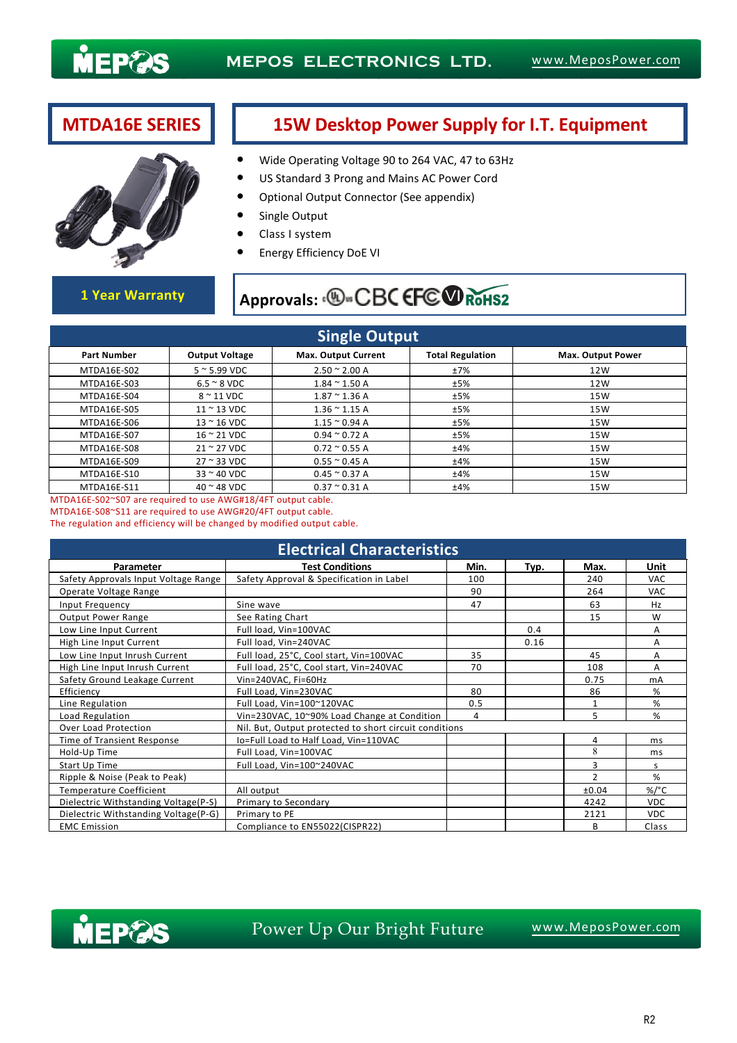MEPOS ELECTRONICS LTD. www.MeposPower.com

# MTDA16E SERIES

# 15W Desktop Power Supply for I.T. Equipment

- Wide Operating Voltage 90 to 264 VAC, 47 to 63Hz
- US Standard 3 Prong and Mains AC Power Cord
- Optional Output Connector (See appendix)
- Single Output
- Class I system
- Energy Efficiency DoE VI

**1 Year Warranty**

**Approvals:** UL CB CE FC VI RoHS2

## Single Output

| Part Number | Output Voltage | Max. Output Current | Total Regulation | Max. Output Power |
|---|---|---|---|---|
| MTDA16E-S02 | 5 ~ 5.99 VDC | 2.50 ~ 2.00 A | ±7% | 12W |
| MTDA16E-S03 | 6.5 ~ 8 VDC | 1.84 ~ 1.50 A | ±5% | 12W |
| MTDA16E-S04 | 8 ~ 11 VDC | 1.87 ~ 1.36 A | ±5% | 15W |
| MTDA16E-S05 | 11 ~ 13 VDC | 1.36 ~ 1.15 A | ±5% | 15W |
| MTDA16E-S06 | 13 ~ 16 VDC | 1.15 ~ 0.94 A | ±5% | 15W |
| MTDA16E-S07 | 16 ~ 21 VDC | 0.94 ~ 0.72 A | ±5% | 15W |
| MTDA16E-S08 | 21 ~ 27 VDC | 0.72 ~ 0.55 A | ±4% | 15W |
| MTDA16E-S09 | 27 ~ 33 VDC | 0.55 ~ 0.45 A | ±4% | 15W |
| MTDA16E-S10 | 33 ~ 40 VDC | 0.45 ~ 0.37 A | ±4% | 15W |
| MTDA16E-S11 | 40 ~ 48 VDC | 0.37 ~ 0.31 A | ±4% | 15W |

MTDA16E-S02~S07 are required to use AWG#18/4FT output cable.
MTDA16E-S08~S11 are required to use AWG#20/4FT output cable.
The regulation and efficiency will be changed by modified output cable.

## Electrical Characteristics

| Parameter | Test Conditions | Min. | Typ. | Max. | Unit |
|---|---|---|---|---|---|
| Safety Approvals Input Voltage Range | Safety Approval & Specification in Label | 100 | | 240 | VAC |
| Operate Voltage Range | | 90 | | 264 | VAC |
| Input Frequency | Sine wave | 47 | | 63 | Hz |
| Output Power Range | See Rating Chart | | | 15 | W |
| Low Line Input Current | Full load, Vin=100VAC | | 0.4 | | A |
| High Line Input Current | Full load, Vin=240VAC | | 0.16 | | A |
| Low Line Input Inrush Current | Full load, 25°C, Cool start, Vin=100VAC | 35 | | 45 | A |
| High Line Input Inrush Current | Full load, 25°C, Cool start, Vin=240VAC | 70 | | 108 | A |
| Safety Ground Leakage Current | Vin=240VAC, Fi=60Hz | | | 0.75 | mA |
| Efficiency | Full Load, Vin=230VAC | 80 | | 86 | % |
| Line Regulation | Full Load, Vin=100~120VAC | 0.5 | | 1 | % |
| Load Regulation | Vin=230VAC, 10~90% Load Change at Condition | 4 | | 5 | % |
| Over Load Protection | Nil. But, Output protected to short circuit conditions | | | | |
| Time of Transient Response | Io=Full Load to Half Load, Vin=110VAC | | | 4 | ms |
| Hold-Up Time | Full Load, Vin=100VAC | | | 8 | ms |
| Start Up Time | Full Load, Vin=100~240VAC | | | 3 | s |
| Ripple & Noise (Peak to Peak) | | | | 2 | % |
| Temperature Coefficient | All output | | | ±0.04 | %/°C |
| Dielectric Withstanding Voltage(P-S) | Primary to Secondary | | | 4242 | VDC |
| Dielectric Withstanding Voltage(P-G) | Primary to PE | | | 2121 | VDC |
| EMC Emission | Compliance to EN55022(CISPR22) | | | B | Class |

Power Up Our Bright Future www.MeposPower.com

R2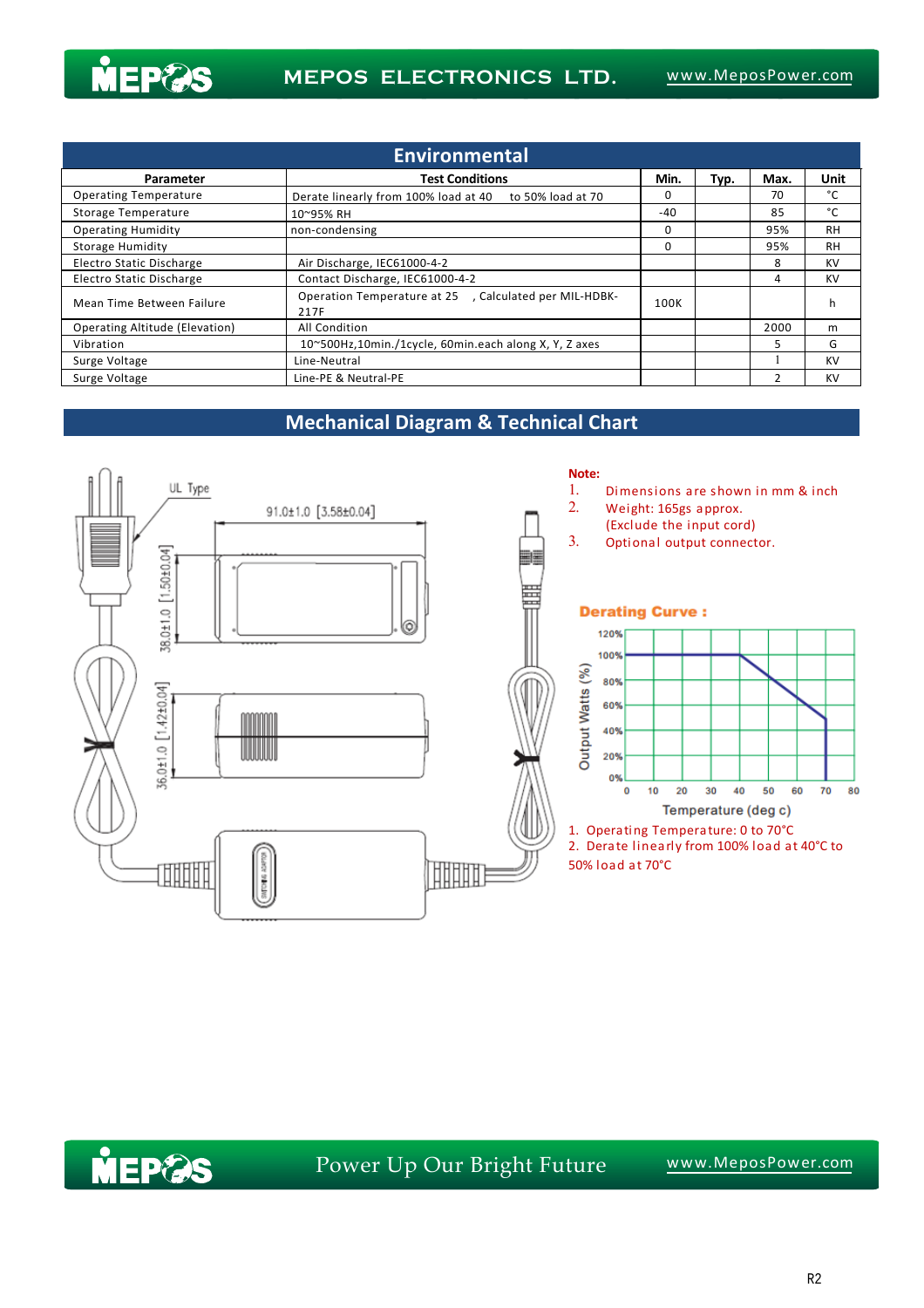## Environmental

| Parameter | Test Conditions | Min. | Typ. | Max. | Unit |
|---|---|---|---|---|---|
| Operating Temperature | Derate linearly from 100% load at 40 to 50% load at 70 | 0 | | 70 | °C |
| Storage Temperature | 10~95% RH | -40 | | 85 | °C |
| Operating Humidity | non-condensing | 0 | | 95% | RH |
| Storage Humidity | | 0 | | 95% | RH |
| Electro Static Discharge | Air Discharge, IEC61000-4-2 | | | 8 | KV |
| Electro Static Discharge | Contact Discharge, IEC61000-4-2 | | | 4 | KV |
| Mean Time Between Failure | Operation Temperature at 25 , Calculated per MIL-HDBK-217F | 100K | | | h |
| Operating Altitude (Elevation) | All Condition | | | 2000 | m |
| Vibration | 10~500Hz,10min./1cycle, 60min.each along X, Y, Z axes | | | 5 | G |
| Surge Voltage | Line-Neutral | | | 1 | KV |
| Surge Voltage | Line-PE & Neutral-PE | | | 2 | KV |

## Mechanical Diagram & Technical Chart

UL Type

91.0±1.0 [3.58±0.04]

38.0±1.0 [1.50±0.04]

36.0±1.0 [1.42±0.04]

**Note:**

1. Dimensions are shown in mm & inch
2. Weight: 165gs approx. (Exclude the input cord)
3. Optional output connector.

**Derating Curve :**

Output Watts (%)

120% 100% 80% 60% 40% 20% 0%

0 10 20 30 40 50 60 70 80

Temperature (deg c)

1. Operating Temperature: 0 to 70°C
2. Derate linearly from 100% load at 40°C to 50% load at 70°C